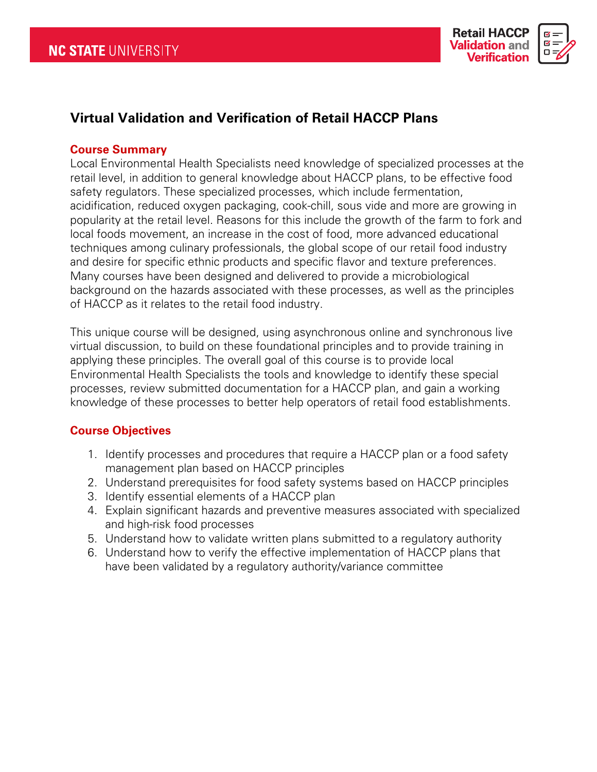# Virtual Validation and Verification of Retail HACCP Plans

## Course Summary

Local Environmental Health Specialists need knowledge of specialized processes at the retail level, in addition to general knowledge about HACCP plans, to be effective food safety regulators. These specialized processes, which include fermentation, acidification, reduced oxygen packaging, cook-chill, sous vide and more are growing in popularity at the retail level. Reasons for this include the growth of the farm to fork and local foods movement, an increase in the cost of food, more advanced educational techniques among culinary professionals, the global scope of our retail food industry and desire for specific ethnic products and specific flavor and texture preferences. Many courses have been designed and delivered to provide a microbiological background on the hazards associated with these processes, as well as the principles of HACCP as it relates to the retail food industry.

This unique course will be designed, using asynchronous online and synchronous live virtual discussion, to build on these foundational principles and to provide training in applying these principles. The overall goal of this course is to provide local Environmental Health Specialists the tools and knowledge to identify these special processes, review submitted documentation for a HACCP plan, and gain a working knowledge of these processes to better help operators of retail food establishments.

## Course Objectives

1. Identify processes and procedures that require a HACCP plan or a food safety management plan based on HACCP principles
2. Understand prerequisites for food safety systems based on HACCP principles
3. Identify essential elements of a HACCP plan
4. Explain significant hazards and preventive measures associated with specialized and high-risk food processes
5. Understand how to validate written plans submitted to a regulatory authority
6. Understand how to verify the effective implementation of HACCP plans that have been validated by a regulatory authority/variance committee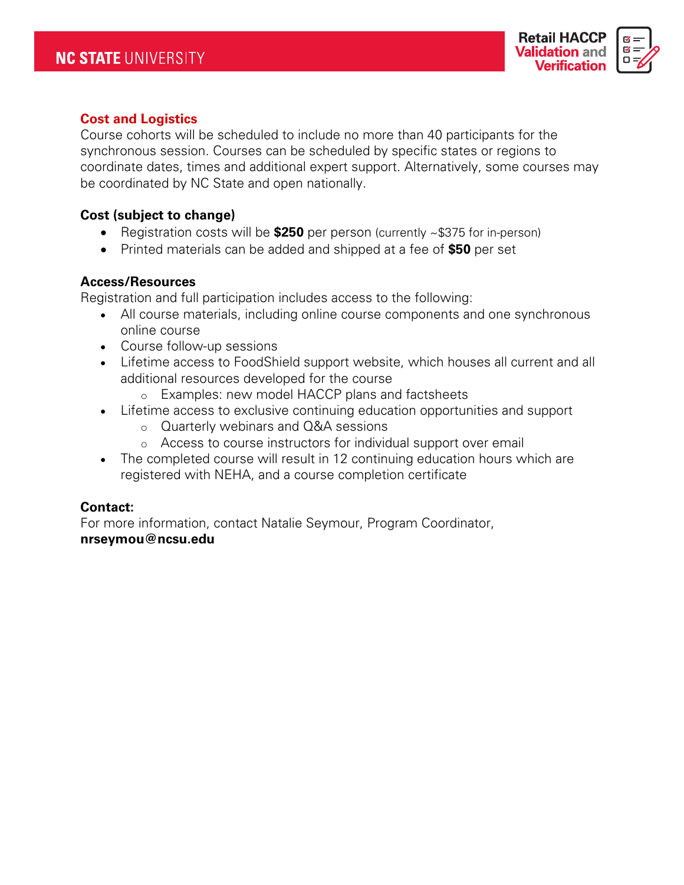## Cost and Logistics

Course cohorts will be scheduled to include no more than 40 participants for the synchronous session. Courses can be scheduled by specific states or regions to coordinate dates, times and additional expert support. Alternatively, some courses may be coordinated by NC State and open nationally.

### Cost (subject to change)

- Registration costs will be **$250** per person (currently ~$375 for in-person)
- Printed materials can be added and shipped at a fee of **$50** per set

### Access/Resources

Registration and full participation includes access to the following:

- All course materials, including online course components and one synchronous online course
- Course follow-up sessions
- Lifetime access to FoodShield support website, which houses all current and all additional resources developed for the course
  - Examples: new model HACCP plans and factsheets
- Lifetime access to exclusive continuing education opportunities and support
  - Quarterly webinars and Q&A sessions
  - Access to course instructors for individual support over email
- The completed course will result in 12 continuing education hours which are registered with NEHA, and a course completion certificate

### Contact:

For more information, contact Natalie Seymour, Program Coordinator, **nrseymou@ncsu.edu**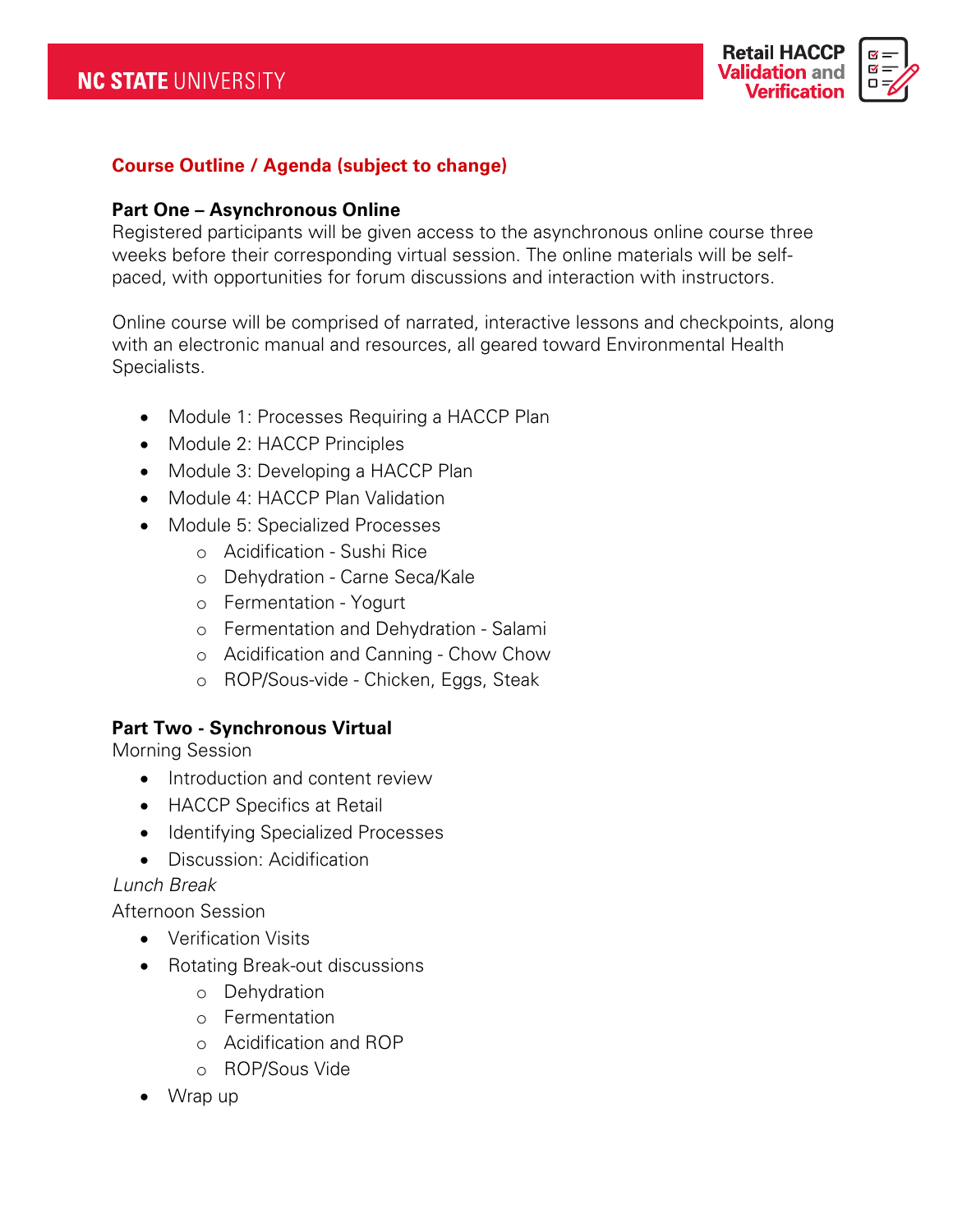## Course Outline / Agenda (subject to change)

**Part One – Asynchronous Online**

Registered participants will be given access to the asynchronous online course three weeks before their corresponding virtual session. The online materials will be self-paced, with opportunities for forum discussions and interaction with instructors.

Online course will be comprised of narrated, interactive lessons and checkpoints, along with an electronic manual and resources, all geared toward Environmental Health Specialists.

- Module 1: Processes Requiring a HACCP Plan
- Module 2: HACCP Principles
- Module 3: Developing a HACCP Plan
- Module 4: HACCP Plan Validation
- Module 5: Specialized Processes
  - Acidification - Sushi Rice
  - Dehydration - Carne Seca/Kale
  - Fermentation - Yogurt
  - Fermentation and Dehydration - Salami
  - Acidification and Canning - Chow Chow
  - ROP/Sous-vide - Chicken, Eggs, Steak

**Part Two - Synchronous Virtual**

Morning Session

- Introduction and content review
- HACCP Specifics at Retail
- Identifying Specialized Processes
- Discussion: Acidification

*Lunch Break*

Afternoon Session

- Verification Visits
- Rotating Break-out discussions
  - Dehydration
  - Fermentation
  - Acidification and ROP
  - ROP/Sous Vide
- Wrap up